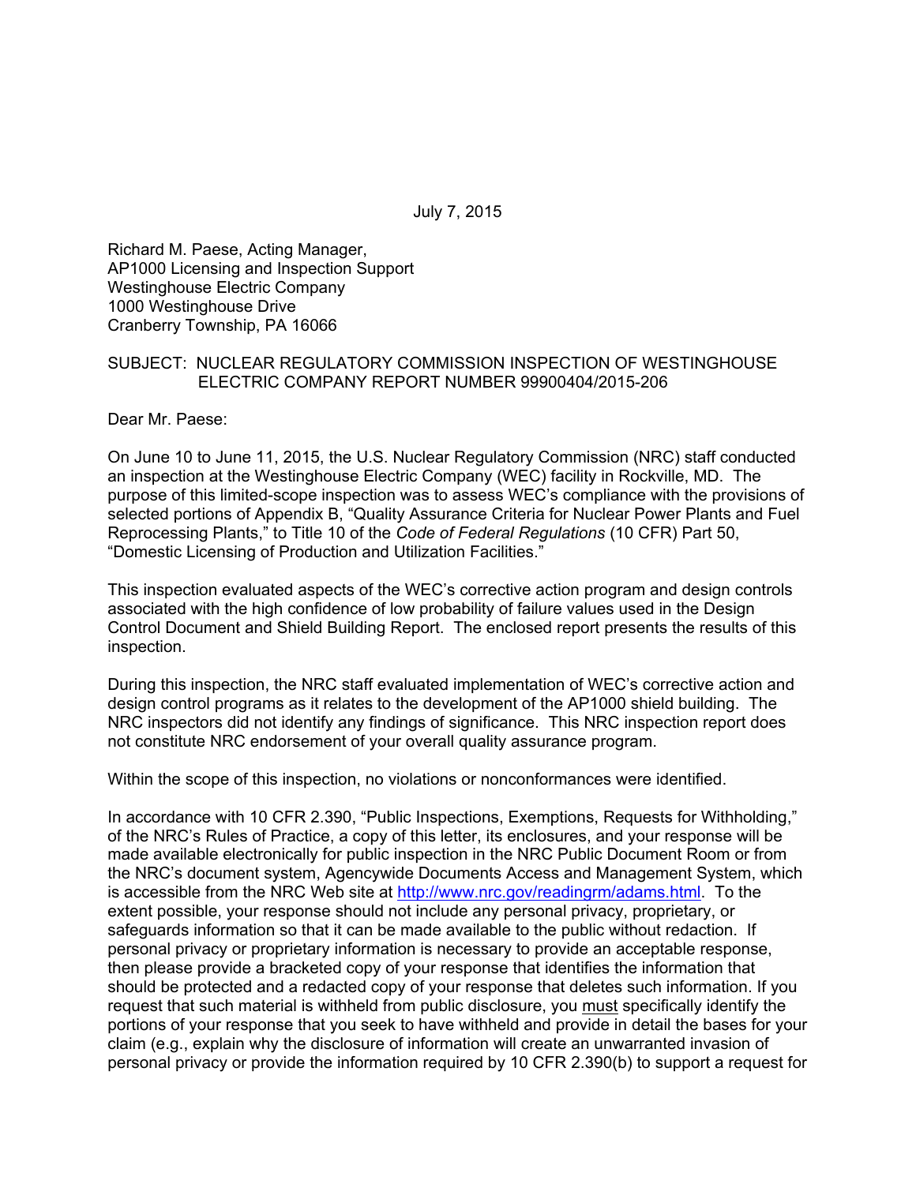July 7, 2015

Richard M. Paese, Acting Manager,
AP1000 Licensing and Inspection Support
Westinghouse Electric Company
1000 Westinghouse Drive
Cranberry Township, PA 16066

SUBJECT: NUCLEAR REGULATORY COMMISSION INSPECTION OF WESTINGHOUSE ELECTRIC COMPANY REPORT NUMBER 99900404/2015-206

Dear Mr. Paese:

On June 10 to June 11, 2015, the U.S. Nuclear Regulatory Commission (NRC) staff conducted an inspection at the Westinghouse Electric Company (WEC) facility in Rockville, MD. The purpose of this limited-scope inspection was to assess WEC's compliance with the provisions of selected portions of Appendix B, "Quality Assurance Criteria for Nuclear Power Plants and Fuel Reprocessing Plants," to Title 10 of the *Code of Federal Regulations* (10 CFR) Part 50, "Domestic Licensing of Production and Utilization Facilities."

This inspection evaluated aspects of the WEC's corrective action program and design controls associated with the high confidence of low probability of failure values used in the Design Control Document and Shield Building Report. The enclosed report presents the results of this inspection.

During this inspection, the NRC staff evaluated implementation of WEC's corrective action and design control programs as it relates to the development of the AP1000 shield building. The NRC inspectors did not identify any findings of significance. This NRC inspection report does not constitute NRC endorsement of your overall quality assurance program.

Within the scope of this inspection, no violations or nonconformances were identified.

In accordance with 10 CFR 2.390, "Public Inspections, Exemptions, Requests for Withholding," of the NRC's Rules of Practice, a copy of this letter, its enclosures, and your response will be made available electronically for public inspection in the NRC Public Document Room or from the NRC's document system, Agencywide Documents Access and Management System, which is accessible from the NRC Web site at http://www.nrc.gov/readingrm/adams.html. To the extent possible, your response should not include any personal privacy, proprietary, or safeguards information so that it can be made available to the public without redaction. If personal privacy or proprietary information is necessary to provide an acceptable response, then please provide a bracketed copy of your response that identifies the information that should be protected and a redacted copy of your response that deletes such information. If you request that such material is withheld from public disclosure, you must specifically identify the portions of your response that you seek to have withheld and provide in detail the bases for your claim (e.g., explain why the disclosure of information will create an unwarranted invasion of personal privacy or provide the information required by 10 CFR 2.390(b) to support a request for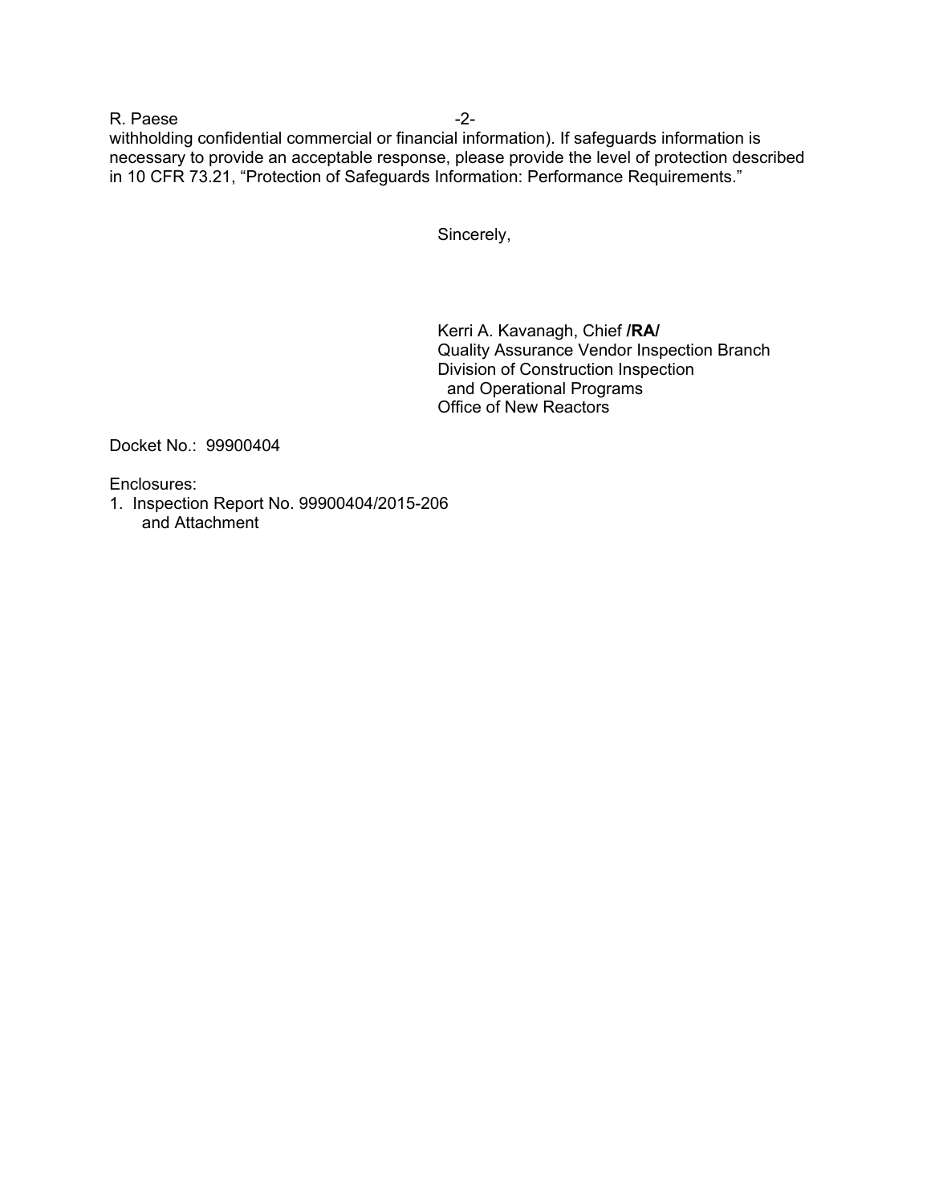withholding confidential commercial or financial information). If safeguards information is necessary to provide an acceptable response, please provide the level of protection described in 10 CFR 73.21, “Protection of Safeguards Information: Performance Requirements.”

Sincerely,

Kerri A. Kavanagh, Chief **/RA/**
Quality Assurance Vendor Inspection Branch
Division of Construction Inspection
and Operational Programs
Office of New Reactors

Docket No.: 99900404

Enclosures:

1. Inspection Report No. 99900404/2015-206
   and Attachment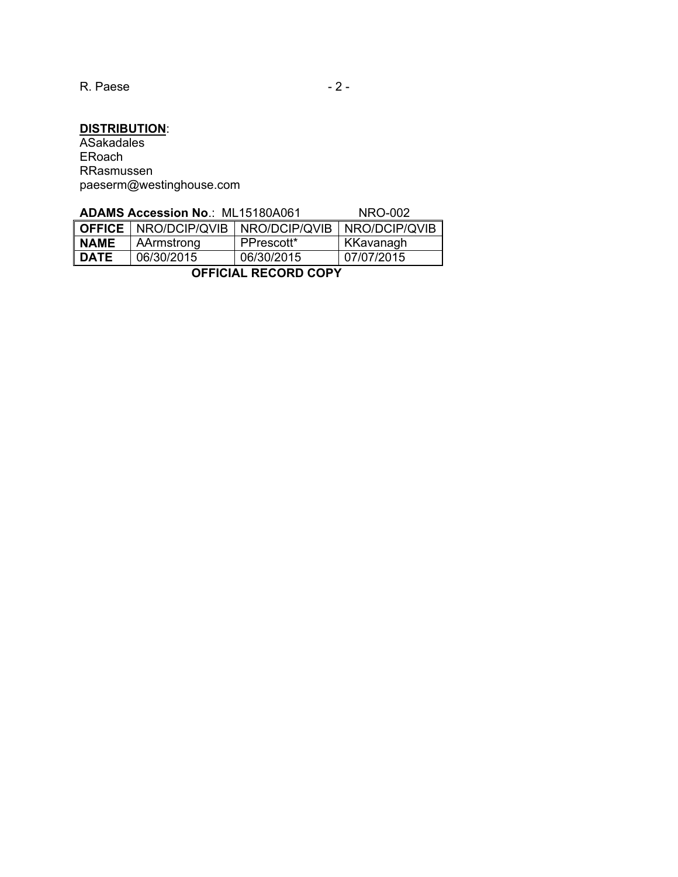**DISTRIBUTION**:
ASakadales
ERoach
RRasmussen
paeserm@westinghouse.com

**ADAMS Accession No**.: ML15180A061 NRO-002

| **OFFICE** | NRO/DCIP/QVIB | NRO/DCIP/QVIB | NRO/DCIP/QVIB |
|---|---|---|---|
| **NAME** | AArmstrong | PPrescott* | KKavanagh |
| **DATE** | 06/30/2015 | 06/30/2015 | 07/07/2015 |

**OFFICIAL RECORD COPY**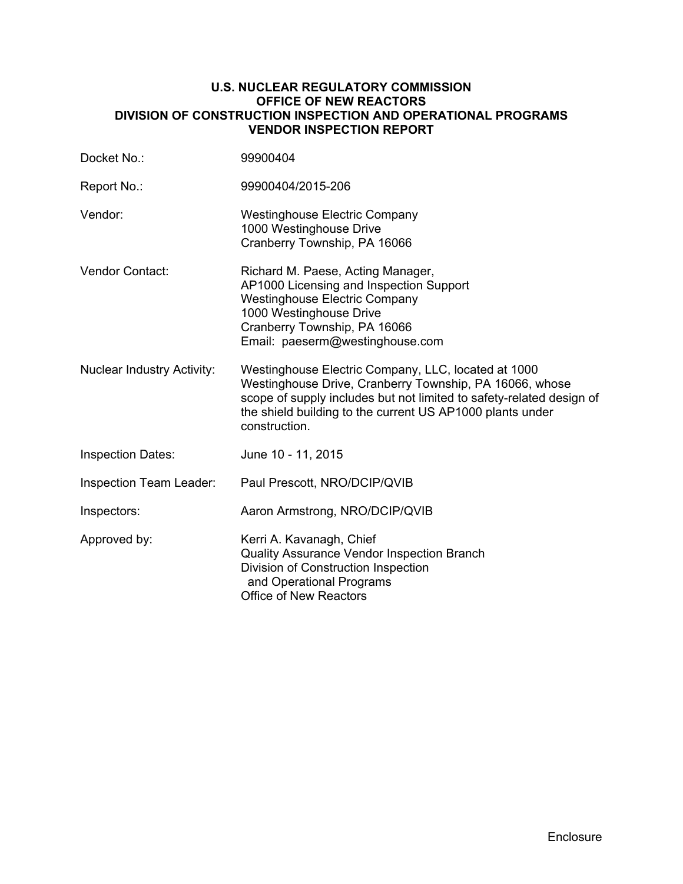**U.S. NUCLEAR REGULATORY COMMISSION**
**OFFICE OF NEW REACTORS**
**DIVISION OF CONSTRUCTION INSPECTION AND OPERATIONAL PROGRAMS**
**VENDOR INSPECTION REPORT**

| | |
|---|---|
| Docket No.: | 99900404 |
| Report No.: | 99900404/2015-206 |
| Vendor: | Westinghouse Electric Company<br>1000 Westinghouse Drive<br>Cranberry Township, PA 16066 |
| Vendor Contact: | Richard M. Paese, Acting Manager,<br>AP1000 Licensing and Inspection Support<br>Westinghouse Electric Company<br>1000 Westinghouse Drive<br>Cranberry Township, PA 16066<br>Email: paeserm@westinghouse.com |
| Nuclear Industry Activity: | Westinghouse Electric Company, LLC, located at 1000 Westinghouse Drive, Cranberry Township, PA 16066, whose scope of supply includes but not limited to safety-related design of the shield building to the current US AP1000 plants under construction. |
| Inspection Dates: | June 10 - 11, 2015 |
| Inspection Team Leader: | Paul Prescott, NRO/DCIP/QVIB |
| Inspectors: | Aaron Armstrong, NRO/DCIP/QVIB |
| Approved by: | Kerri A. Kavanagh, Chief<br>Quality Assurance Vendor Inspection Branch<br>Division of Construction Inspection<br>and Operational Programs<br>Office of New Reactors |

Enclosure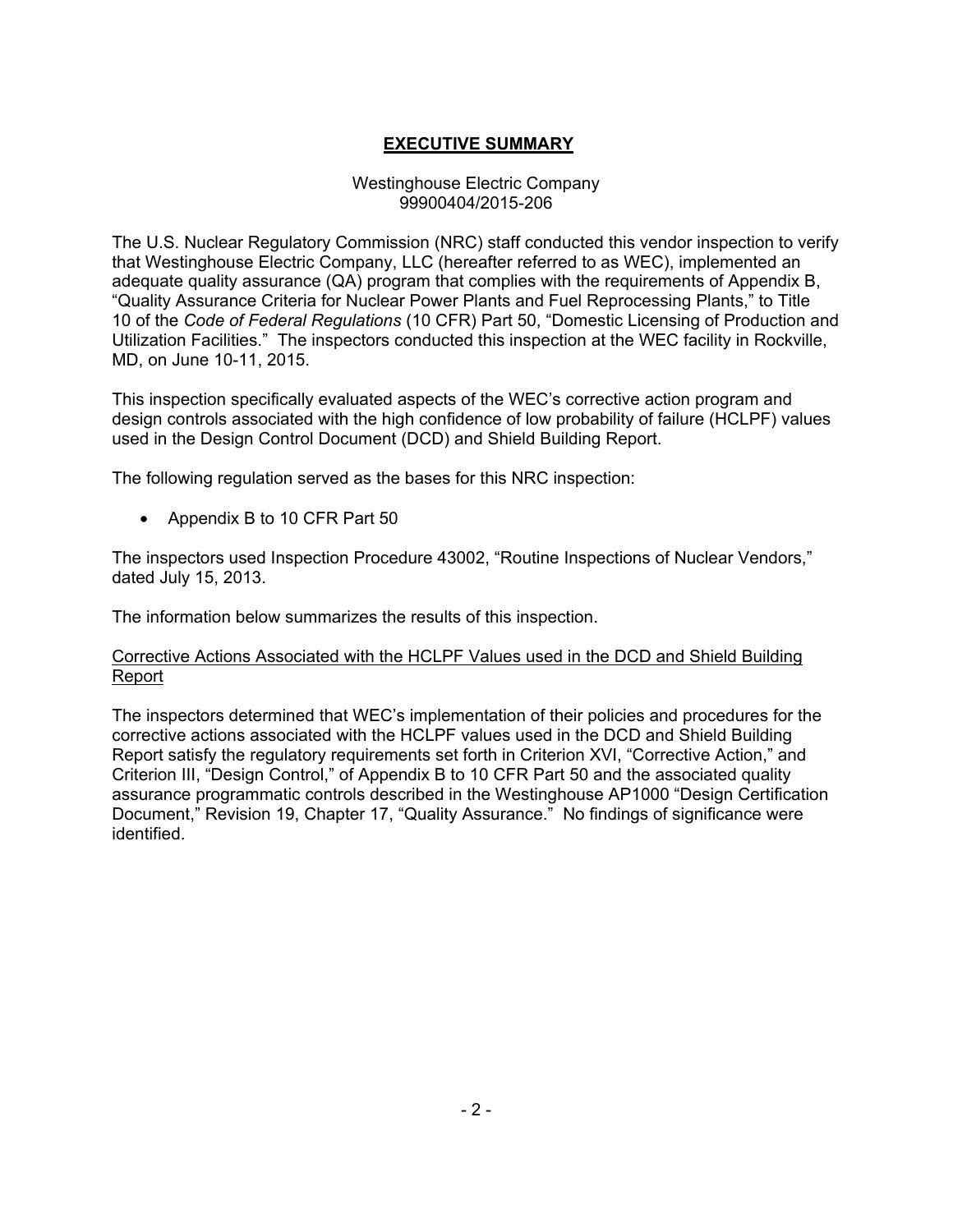## EXECUTIVE SUMMARY

Westinghouse Electric Company
99900404/2015-206

The U.S. Nuclear Regulatory Commission (NRC) staff conducted this vendor inspection to verify that Westinghouse Electric Company, LLC (hereafter referred to as WEC), implemented an adequate quality assurance (QA) program that complies with the requirements of Appendix B, "Quality Assurance Criteria for Nuclear Power Plants and Fuel Reprocessing Plants," to Title 10 of the *Code of Federal Regulations* (10 CFR) Part 50, "Domestic Licensing of Production and Utilization Facilities." The inspectors conducted this inspection at the WEC facility in Rockville, MD, on June 10-11, 2015.

This inspection specifically evaluated aspects of the WEC's corrective action program and design controls associated with the high confidence of low probability of failure (HCLPF) values used in the Design Control Document (DCD) and Shield Building Report.

The following regulation served as the bases for this NRC inspection:

- Appendix B to 10 CFR Part 50

The inspectors used Inspection Procedure 43002, "Routine Inspections of Nuclear Vendors," dated July 15, 2013.

The information below summarizes the results of this inspection.

<u>Corrective Actions Associated with the HCLPF Values used in the DCD and Shield Building Report</u>

The inspectors determined that WEC's implementation of their policies and procedures for the corrective actions associated with the HCLPF values used in the DCD and Shield Building Report satisfy the regulatory requirements set forth in Criterion XVI, "Corrective Action," and Criterion III, "Design Control," of Appendix B to 10 CFR Part 50 and the associated quality assurance programmatic controls described in the Westinghouse AP1000 "Design Certification Document," Revision 19, Chapter 17, "Quality Assurance." No findings of significance were identified.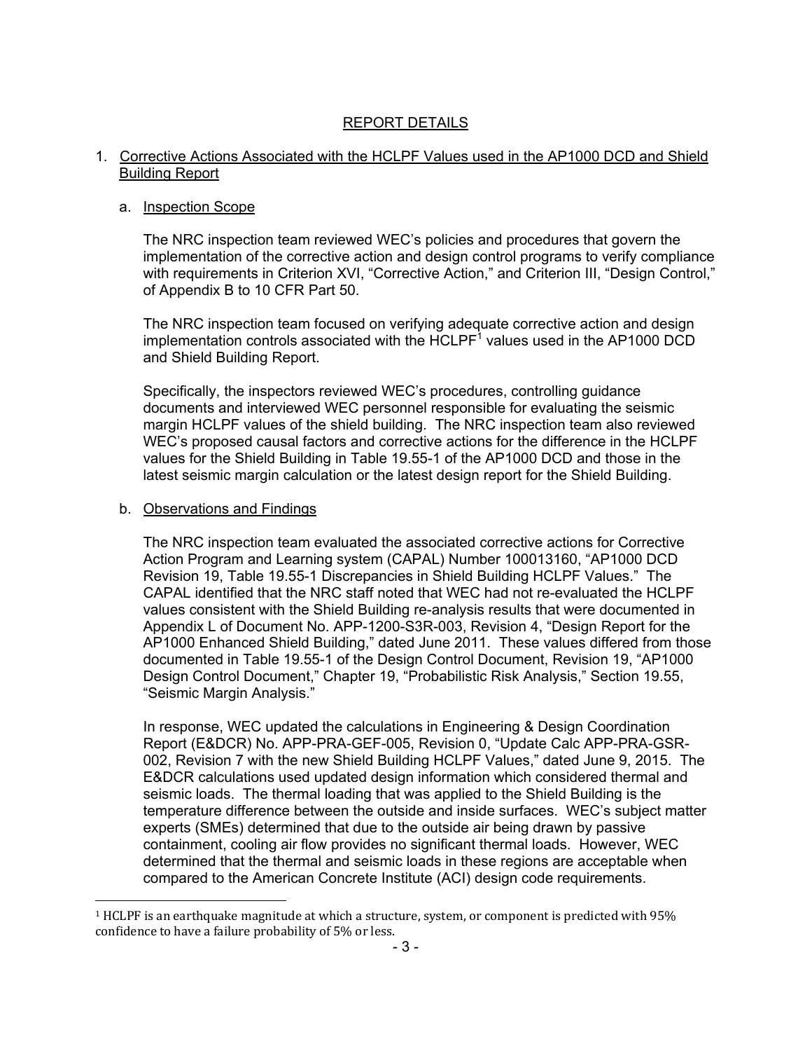## REPORT DETAILS

### 1. Corrective Actions Associated with the HCLPF Values used in the AP1000 DCD and Shield Building Report

#### a. Inspection Scope

The NRC inspection team reviewed WEC's policies and procedures that govern the implementation of the corrective action and design control programs to verify compliance with requirements in Criterion XVI, "Corrective Action," and Criterion III, "Design Control," of Appendix B to 10 CFR Part 50.

The NRC inspection team focused on verifying adequate corrective action and design implementation controls associated with the HCLPF[1] values used in the AP1000 DCD and Shield Building Report.

Specifically, the inspectors reviewed WEC's procedures, controlling guidance documents and interviewed WEC personnel responsible for evaluating the seismic margin HCLPF values of the shield building. The NRC inspection team also reviewed WEC's proposed causal factors and corrective actions for the difference in the HCLPF values for the Shield Building in Table 19.55-1 of the AP1000 DCD and those in the latest seismic margin calculation or the latest design report for the Shield Building.

#### b. Observations and Findings

The NRC inspection team evaluated the associated corrective actions for Corrective Action Program and Learning system (CAPAL) Number 100013160, "AP1000 DCD Revision 19, Table 19.55-1 Discrepancies in Shield Building HCLPF Values." The CAPAL identified that the NRC staff noted that WEC had not re-evaluated the HCLPF values consistent with the Shield Building re-analysis results that were documented in Appendix L of Document No. APP-1200-S3R-003, Revision 4, "Design Report for the AP1000 Enhanced Shield Building," dated June 2011. These values differed from those documented in Table 19.55-1 of the Design Control Document, Revision 19, "AP1000 Design Control Document," Chapter 19, "Probabilistic Risk Analysis," Section 19.55, "Seismic Margin Analysis."

In response, WEC updated the calculations in Engineering & Design Coordination Report (E&DCR) No. APP-PRA-GEF-005, Revision 0, "Update Calc APP-PRA-GSR-002, Revision 7 with the new Shield Building HCLPF Values," dated June 9, 2015. The E&DCR calculations used updated design information which considered thermal and seismic loads. The thermal loading that was applied to the Shield Building is the temperature difference between the outside and inside surfaces. WEC's subject matter experts (SMEs) determined that due to the outside air being drawn by passive containment, cooling air flow provides no significant thermal loads. However, WEC determined that the thermal and seismic loads in these regions are acceptable when compared to the American Concrete Institute (ACI) design code requirements.

[1] HCLPF is an earthquake magnitude at which a structure, system, or component is predicted with 95% confidence to have a failure probability of 5% or less.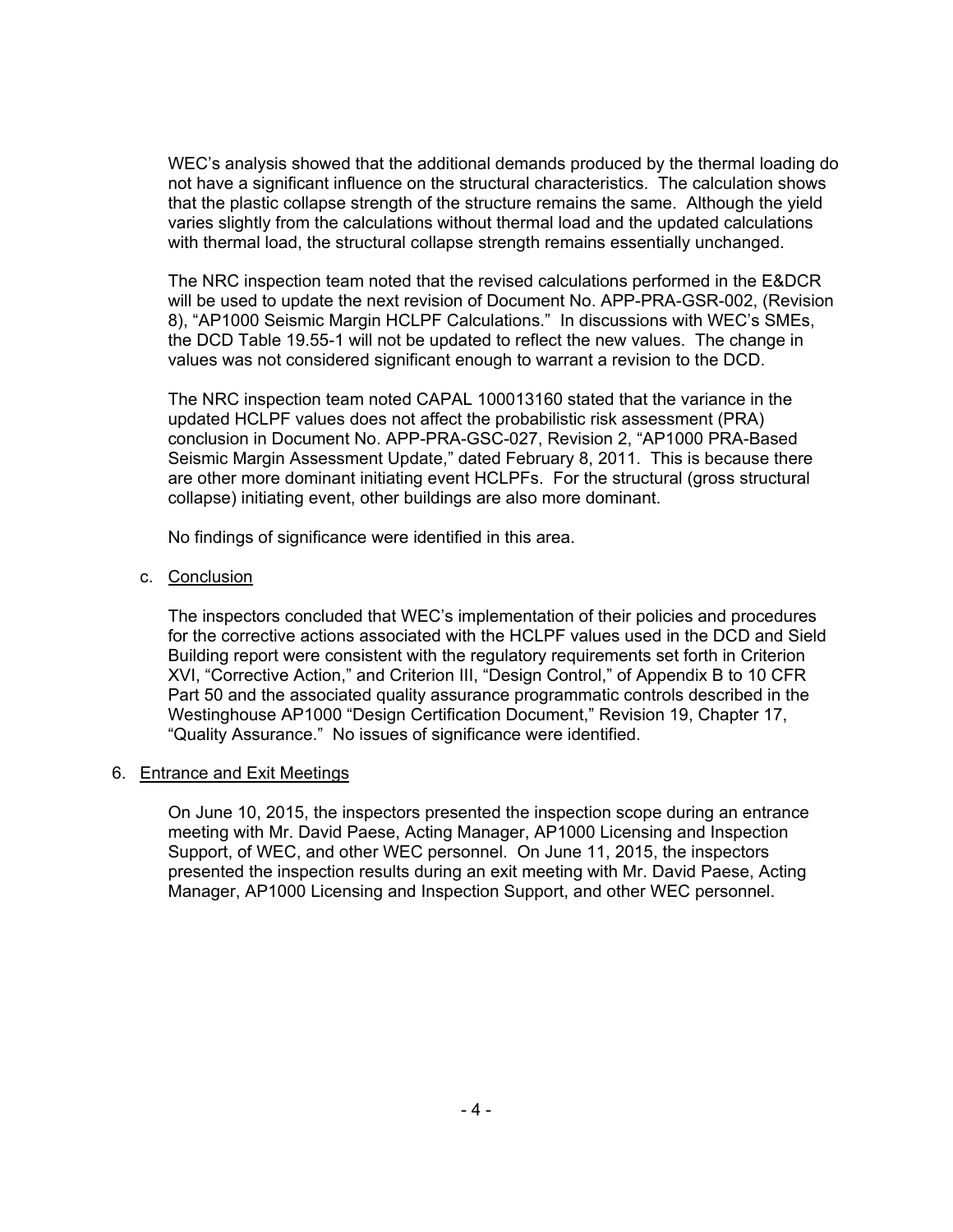WEC's analysis showed that the additional demands produced by the thermal loading do not have a significant influence on the structural characteristics. The calculation shows that the plastic collapse strength of the structure remains the same. Although the yield varies slightly from the calculations without thermal load and the updated calculations with thermal load, the structural collapse strength remains essentially unchanged.

The NRC inspection team noted that the revised calculations performed in the E&DCR will be used to update the next revision of Document No. APP-PRA-GSR-002, (Revision 8), "AP1000 Seismic Margin HCLPF Calculations." In discussions with WEC's SMEs, the DCD Table 19.55-1 will not be updated to reflect the new values. The change in values was not considered significant enough to warrant a revision to the DCD.

The NRC inspection team noted CAPAL 100013160 stated that the variance in the updated HCLPF values does not affect the probabilistic risk assessment (PRA) conclusion in Document No. APP-PRA-GSC-027, Revision 2, "AP1000 PRA-Based Seismic Margin Assessment Update," dated February 8, 2011. This is because there are other more dominant initiating event HCLPFs. For the structural (gross structural collapse) initiating event, other buildings are also more dominant.

No findings of significance were identified in this area.

c. Conclusion

The inspectors concluded that WEC's implementation of their policies and procedures for the corrective actions associated with the HCLPF values used in the DCD and Sield Building report were consistent with the regulatory requirements set forth in Criterion XVI, "Corrective Action," and Criterion III, "Design Control," of Appendix B to 10 CFR Part 50 and the associated quality assurance programmatic controls described in the Westinghouse AP1000 "Design Certification Document," Revision 19, Chapter 17, "Quality Assurance." No issues of significance were identified.

## 6. Entrance and Exit Meetings

On June 10, 2015, the inspectors presented the inspection scope during an entrance meeting with Mr. David Paese, Acting Manager, AP1000 Licensing and Inspection Support, of WEC, and other WEC personnel. On June 11, 2015, the inspectors presented the inspection results during an exit meeting with Mr. David Paese, Acting Manager, AP1000 Licensing and Inspection Support, and other WEC personnel.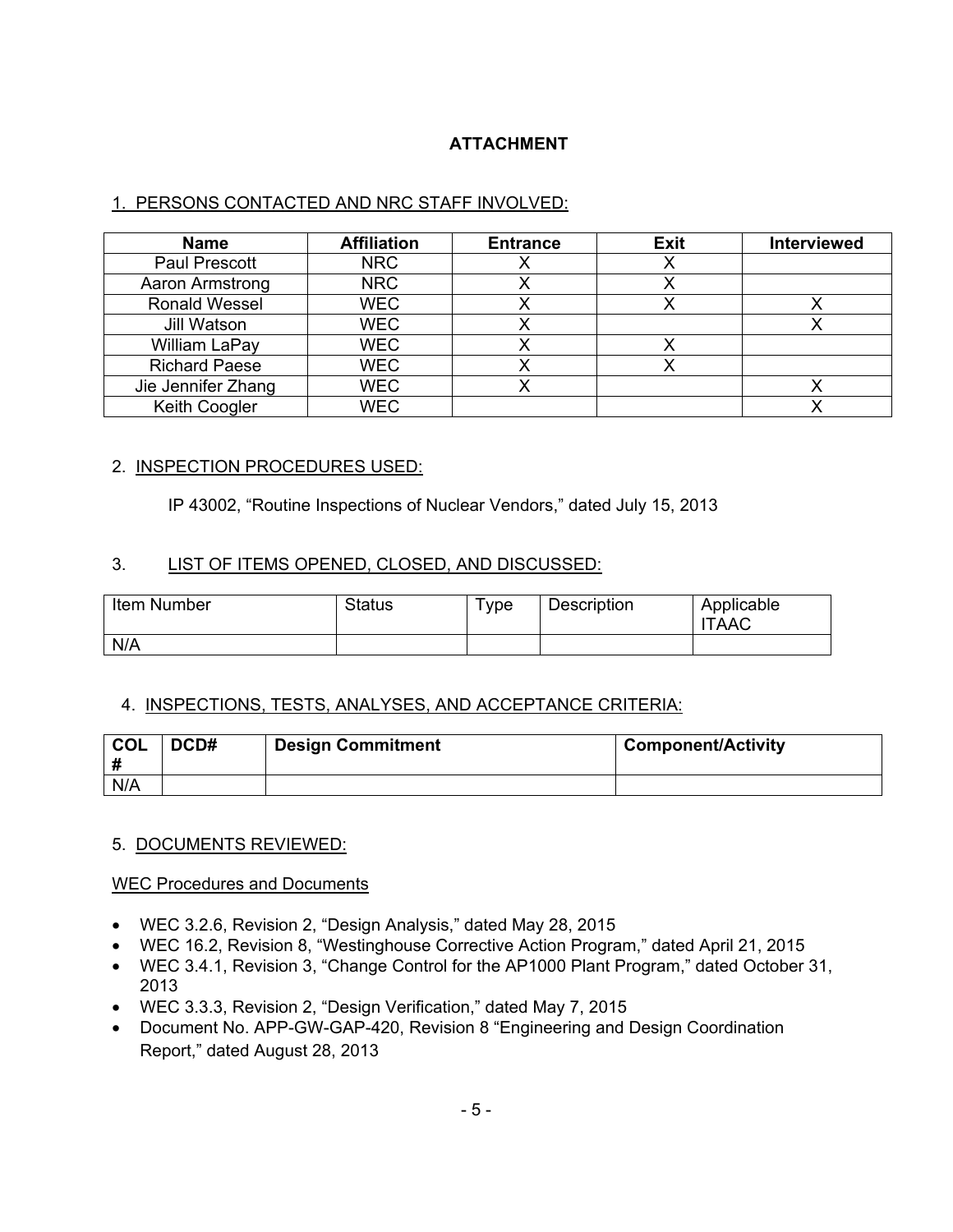# ATTACHMENT

## 1. PERSONS CONTACTED AND NRC STAFF INVOLVED:

| Name | Affiliation | Entrance | Exit | Interviewed |
|---|---|---|---|---|
| Paul Prescott | NRC | X | X | |
| Aaron Armstrong | NRC | X | X | |
| Ronald Wessel | WEC | X | X | X |
| Jill Watson | WEC | X | | X |
| William LaPay | WEC | X | X | |
| Richard Paese | WEC | X | X | |
| Jie Jennifer Zhang | WEC | X | | X |
| Keith Coogler | WEC | | | X |

## 2. INSPECTION PROCEDURES USED:

IP 43002, "Routine Inspections of Nuclear Vendors," dated July 15, 2013

## 3. LIST OF ITEMS OPENED, CLOSED, AND DISCUSSED:

| Item Number | Status | Type | Description | Applicable ITAAC |
|---|---|---|---|---|
| N/A | | | | |

## 4. INSPECTIONS, TESTS, ANALYSES, AND ACCEPTANCE CRITERIA:

| COL # | DCD# | Design Commitment | Component/Activity |
|---|---|---|---|
| N/A | | | |

## 5. DOCUMENTS REVIEWED:

WEC Procedures and Documents

- WEC 3.2.6, Revision 2, "Design Analysis," dated May 28, 2015
- WEC 16.2, Revision 8, "Westinghouse Corrective Action Program," dated April 21, 2015
- WEC 3.4.1, Revision 3, "Change Control for the AP1000 Plant Program," dated October 31, 2013
- WEC 3.3.3, Revision 2, "Design Verification," dated May 7, 2015
- Document No. APP-GW-GAP-420, Revision 8 "Engineering and Design Coordination Report," dated August 28, 2013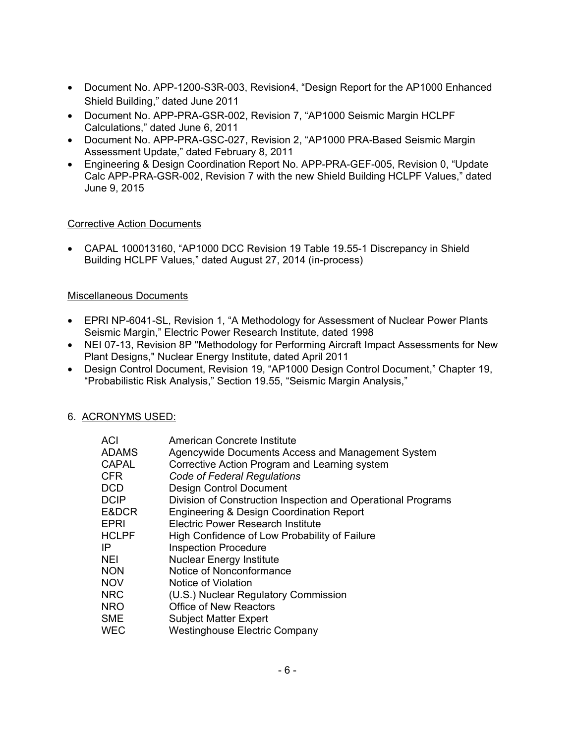- Document No. APP-1200-S3R-003, Revision4, "Design Report for the AP1000 Enhanced Shield Building," dated June 2011
- Document No. APP-PRA-GSR-002, Revision 7, "AP1000 Seismic Margin HCLPF Calculations," dated June 6, 2011
- Document No. APP-PRA-GSC-027, Revision 2, "AP1000 PRA-Based Seismic Margin Assessment Update," dated February 8, 2011
- Engineering & Design Coordination Report No. APP-PRA-GEF-005, Revision 0, "Update Calc APP-PRA-GSR-002, Revision 7 with the new Shield Building HCLPF Values," dated June 9, 2015

Corrective Action Documents

- CAPAL 100013160, "AP1000 DCC Revision 19 Table 19.55-1 Discrepancy in Shield Building HCLPF Values," dated August 27, 2014 (in-process)

Miscellaneous Documents

- EPRI NP-6041-SL, Revision 1, "A Methodology for Assessment of Nuclear Power Plants Seismic Margin," Electric Power Research Institute, dated 1998
- NEI 07-13, Revision 8P "Methodology for Performing Aircraft Impact Assessments for New Plant Designs," Nuclear Energy Institute, dated April 2011
- Design Control Document, Revision 19, "AP1000 Design Control Document," Chapter 19, "Probabilistic Risk Analysis," Section 19.55, "Seismic Margin Analysis,"

6. ACRONYMS USED:

| | |
|---|---|
| ACI | American Concrete Institute |
| ADAMS | Agencywide Documents Access and Management System |
| CAPAL | Corrective Action Program and Learning system |
| CFR | *Code of Federal Regulations* |
| DCD | Design Control Document |
| DCIP | Division of Construction Inspection and Operational Programs |
| E&DCR | Engineering & Design Coordination Report |
| EPRI | Electric Power Research Institute |
| HCLPF | High Confidence of Low Probability of Failure |
| IP | Inspection Procedure |
| NEI | Nuclear Energy Institute |
| NON | Notice of Nonconformance |
| NOV | Notice of Violation |
| NRC | (U.S.) Nuclear Regulatory Commission |
| NRO | Office of New Reactors |
| SME | Subject Matter Expert |
| WEC | Westinghouse Electric Company |